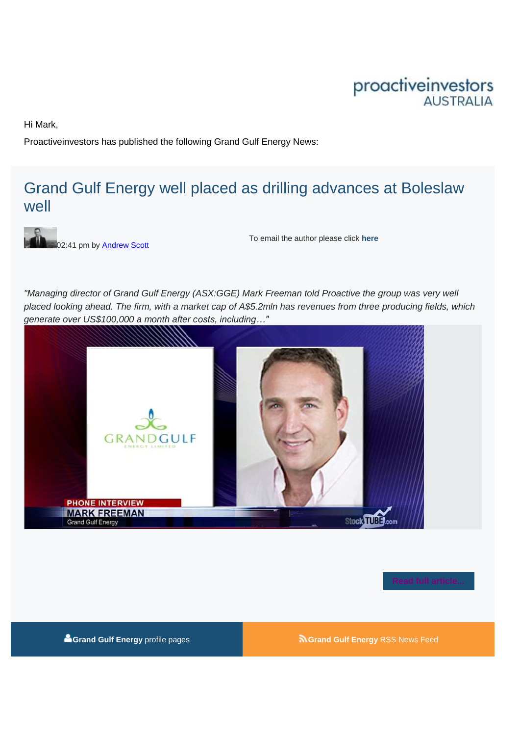proactiveinvestors AUSTRALIA

Hi Mark,

Proactiveinvestors has published the following Grand Gulf Energy News:

# Grand Gulf Energy well placed as drilling advances at Boleslaw well

02:41 pm by Andrew Scott

To email the author please click **here**

*"Managing director of Grand Gulf Energy (ASX:GGE) Mark Freeman told Proactive the group was very well placed looking ahead. The firm, with a market cap of A$5.2mln has revenues from three producing fields, which generate over US$100,000 a month after costs, including…"*

Read full article...

**Grand Gulf Energy** profile pages

**Grand Gulf Energy** RSS News Feed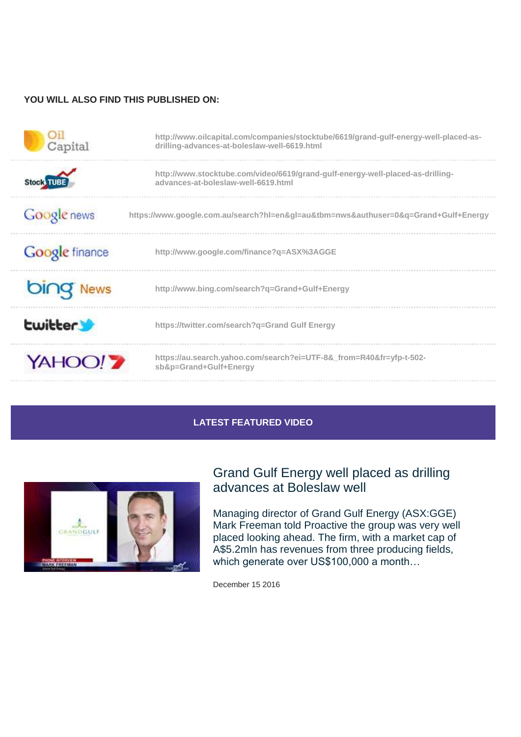**YOU WILL ALSO FIND THIS PUBLISHED ON:**

| | |
|---|---|
| Oil Capital | http://www.oilcapital.com/companies/stocktube/6619/grand-gulf-energy-well-placed-as-drilling-advances-at-boleslaw-well-6619.html |
| Stock TUBE | http://www.stocktube.com/video/6619/grand-gulf-energy-well-placed-as-drilling-advances-at-boleslaw-well-6619.html |
| Google news | https://www.google.com.au/search?hl=en&gl=au&tbm=nws&authuser=0&q=Grand+Gulf+Energy |
| Google finance | http://www.google.com/finance?q=ASX%3AGGE |
| bing News | http://www.bing.com/search?q=Grand+Gulf+Energy |
| twitter | https://twitter.com/search?q=Grand Gulf Energy |
| YAHOO!7 | https://au.search.yahoo.com/search?ei=UTF-8&_from=R40&fr=yfp-t-502-sb&p=Grand+Gulf+Energy |

**LATEST FEATURED VIDEO**

## Grand Gulf Energy well placed as drilling advances at Boleslaw well

Managing director of Grand Gulf Energy (ASX:GGE) Mark Freeman told Proactive the group was very well placed looking ahead. The firm, with a market cap of A$5.2mln has revenues from three producing fields, which generate over US$100,000 a month…

December 15 2016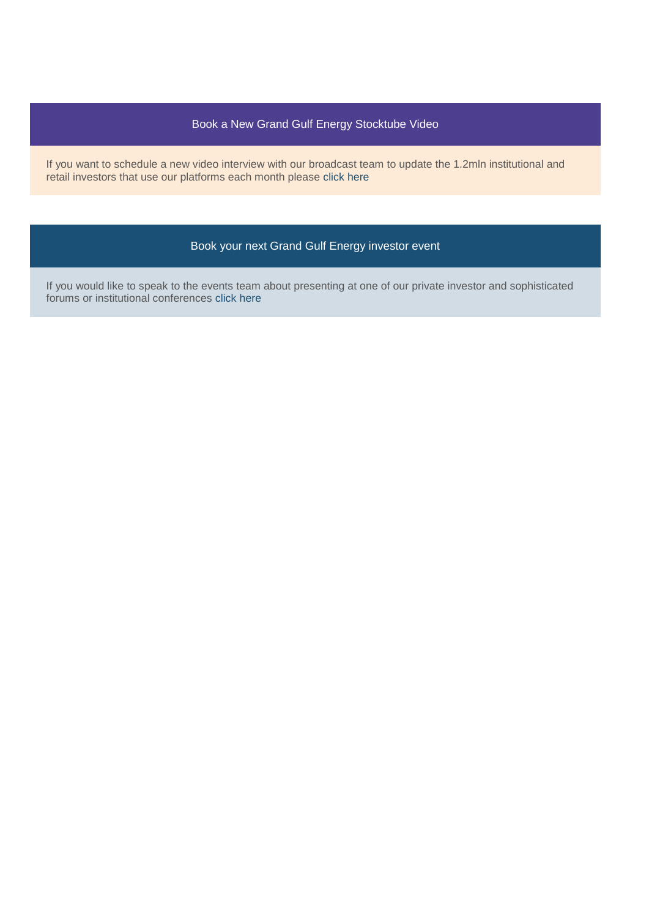## Book a New Grand Gulf Energy Stocktube Video

If you want to schedule a new video interview with our broadcast team to update the 1.2mln institutional and retail investors that use our platforms each month please click here

## Book your next Grand Gulf Energy investor event

If you would like to speak to the events team about presenting at one of our private investor and sophisticated forums or institutional conferences click here